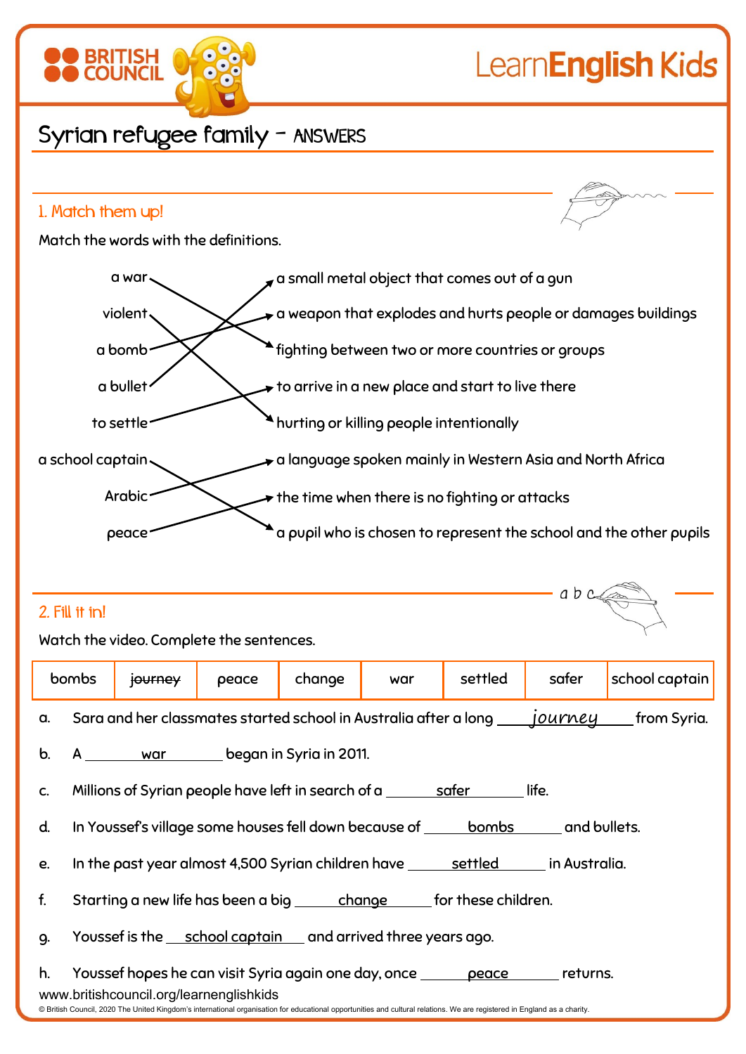# Syrian refugee family – ANSWERS

## 1. Match them up!

Match the words with the definitions.

| Word | Definition |
|---|---|
| a war | fighting between two or more countries or groups |
| violent | hurting or killing people intentionally |
| a bomb | a weapon that explodes and hurts people or damages buildings |
| a bullet | a small metal object that comes out of a gun |
| to settle | to arrive in a new place and start to live there |
| a school captain | a pupil who is chosen to represent the school and the other pupils |
| Arabic | a language spoken mainly in Western Asia and North Africa |
| peace | the time when there is no fighting or attacks |

## 2. Fill it in!

Watch the video. Complete the sentences.

| bombs | ~~journey~~ | peace | change | war | settled | safer | school captain |
|---|---|---|---|---|---|---|---|

a. Sara and her classmates started school in Australia after a long ___journey___ from Syria.

b. A ___war___ began in Syria in 2011.

c. Millions of Syrian people have left in search of a ___safer___ life.

d. In Youssef's village some houses fell down because of ___bombs___ and bullets.

e. In the past year almost 4,500 Syrian children have ___settled___ in Australia.

f. Starting a new life has been a big ___change___ for these children.

g. Youssef is the ___school captain___ and arrived three years ago.

h. Youssef hopes he can visit Syria again one day, once ___peace___ returns.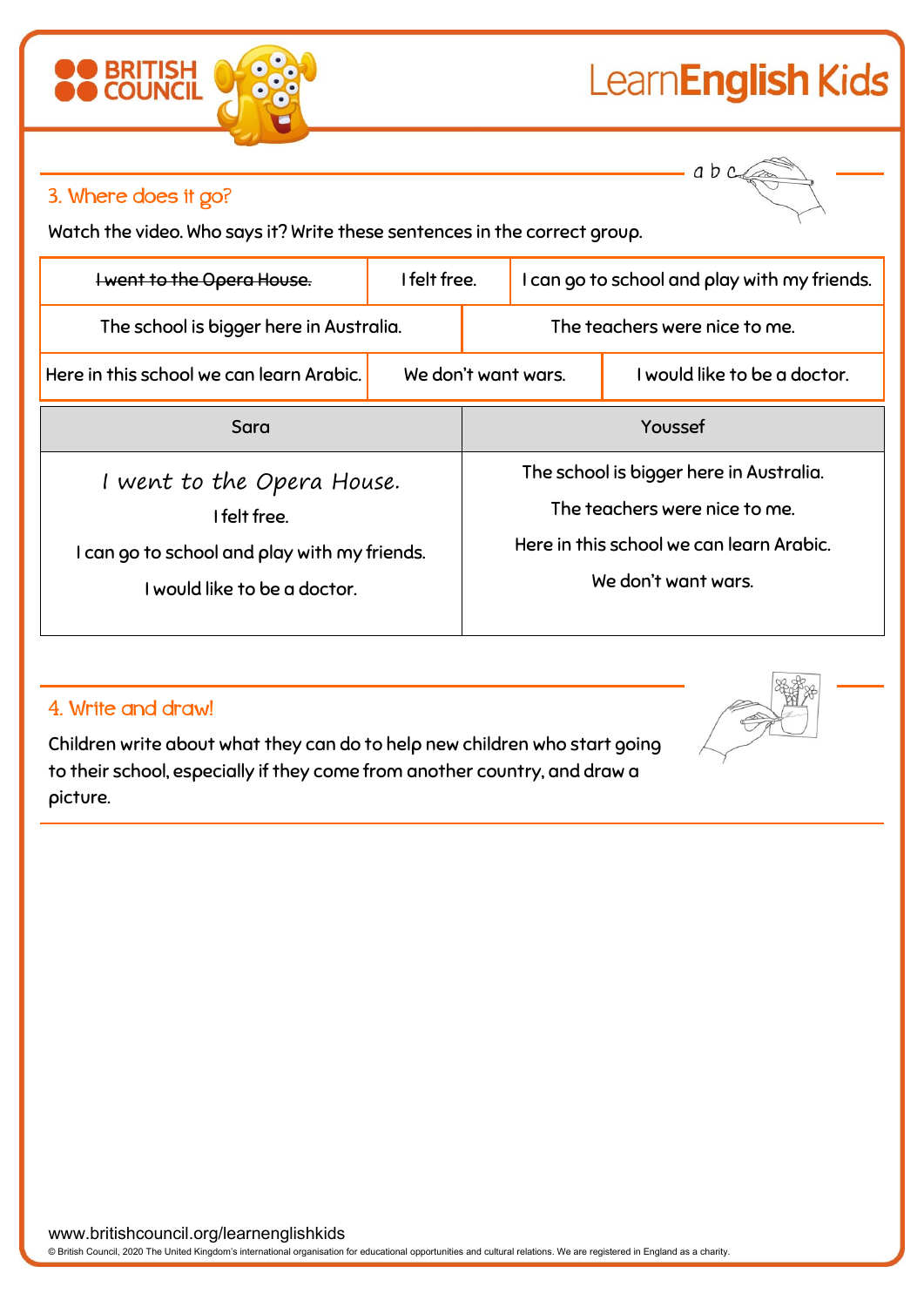## 3. Where does it go?

Watch the video. Who says it? Write these sentences in the correct group.

| | | |
|---|---|---|
| ~~I went to the Opera House.~~ | I felt free. | I can go to school and play with my friends. |
| The school is bigger here in Australia. | The teachers were nice to me. | |
| Here in this school we can learn Arabic. | We don't want wars. | I would like to be a doctor. |

| Sara | Youssef |
|---|---|
| I went to the Opera House.<br>I felt free.<br>I can go to school and play with my friends.<br>I would like to be a doctor. | The school is bigger here in Australia.<br>The teachers were nice to me.<br>Here in this school we can learn Arabic.<br>We don't want wars. |

## 4. Write and draw!

Children write about what they can do to help new children who start going to their school, especially if they come from another country, and draw a picture.